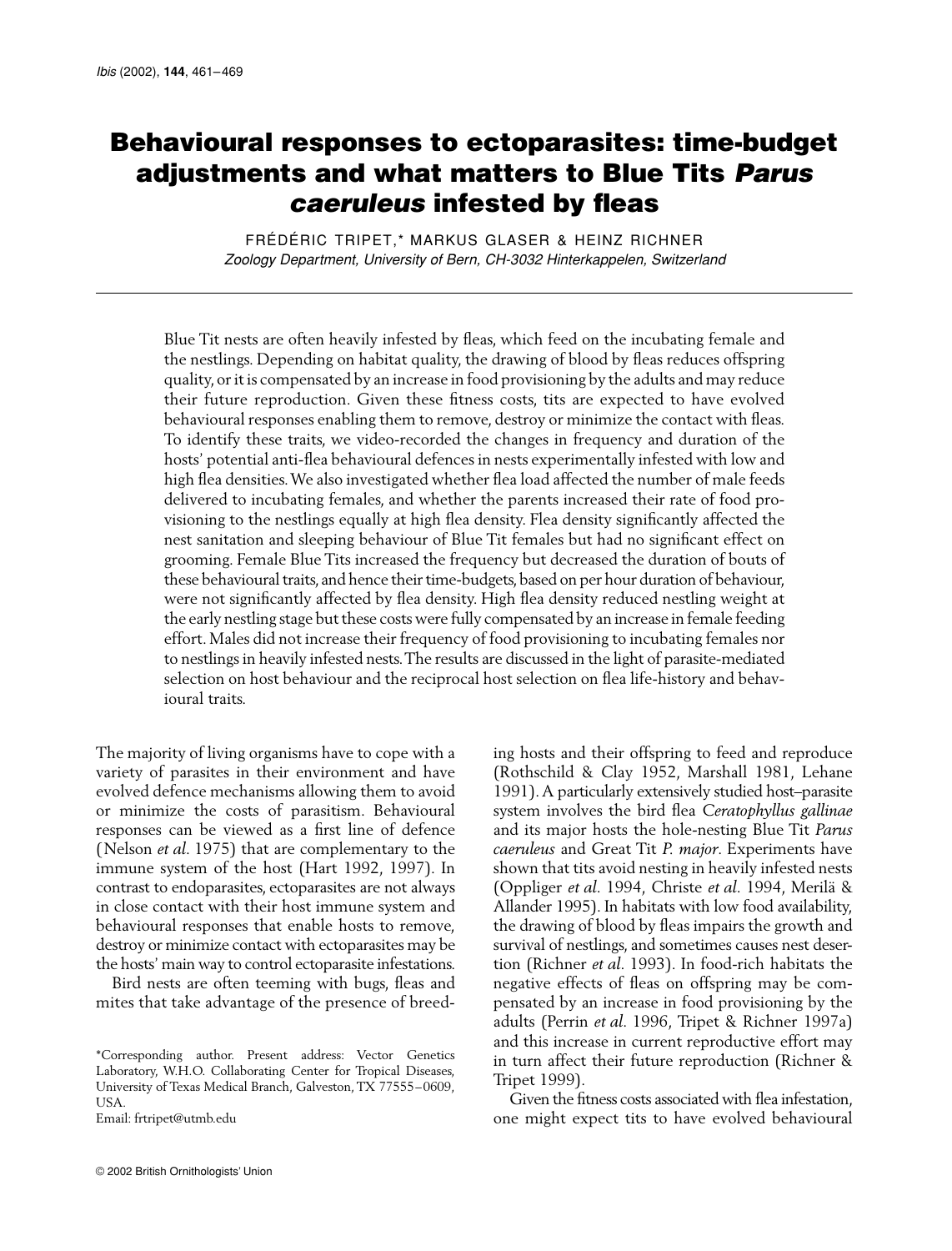# Behavioural responses to ectoparasites: time-budget adjustments and what matters to Blue Tits *Parus caeruleus* infested by fleas

FRÉDÉRIC TRIPET,* MARKUS GLASER & HEINZ RICHNER

*Zoology Department, University of Bern, CH-3032 Hinterkappelen, Switzerland*

---

Blue Tit nests are often heavily infested by fleas, which feed on the incubating female and the nestlings. Depending on habitat quality, the drawing of blood by fleas reduces offspring quality, or it is compensated by an increase in food provisioning by the adults and may reduce their future reproduction. Given these fitness costs, tits are expected to have evolved behavioural responses enabling them to remove, destroy or minimize the contact with fleas. To identify these traits, we video-recorded the changes in frequency and duration of the hosts' potential anti-flea behavioural defences in nests experimentally infested with low and high flea densities. We also investigated whether flea load affected the number of male feeds delivered to incubating females, and whether the parents increased their rate of food provisioning to the nestlings equally at high flea density. Flea density significantly affected the nest sanitation and sleeping behaviour of Blue Tit females but had no significant effect on grooming. Female Blue Tits increased the frequency but decreased the duration of bouts of these behavioural traits, and hence their time-budgets, based on per hour duration of behaviour, were not significantly affected by flea density. High flea density reduced nestling weight at the early nestling stage but these costs were fully compensated by an increase in female feeding effort. Males did not increase their frequency of food provisioning to incubating females nor to nestlings in heavily infested nests. The results are discussed in the light of parasite-mediated selection on host behaviour and the reciprocal host selection on flea life-history and behavioural traits.

---

The majority of living organisms have to cope with a variety of parasites in their environment and have evolved defence mechanisms allowing them to avoid or minimize the costs of parasitism. Behavioural responses can be viewed as a first line of defence (Nelson *et al*. 1975) that are complementary to the immune system of the host (Hart 1992, 1997). In contrast to endoparasites, ectoparasites are not always in close contact with their host immune system and behavioural responses that enable hosts to remove, destroy or minimize contact with ectoparasites may be the hosts' main way to control ectoparasite infestations.

Bird nests are often teeming with bugs, fleas and mites that take advantage of the presence of breeding hosts and their offspring to feed and reproduce (Rothschild & Clay 1952, Marshall 1981, Lehane 1991). A particularly extensively studied host–parasite system involves the bird flea C*eratophyllus gallinae* and its major hosts the hole-nesting Blue Tit *Parus caeruleus* and Great Tit *P. major*. Experiments have shown that tits avoid nesting in heavily infested nests (Oppliger *et al*. 1994, Christe *et al*. 1994, Merilä & Allander 1995). In habitats with low food availability, the drawing of blood by fleas impairs the growth and survival of nestlings, and sometimes causes nest desertion (Richner *et al*. 1993). In food-rich habitats the negative effects of fleas on offspring may be compensated by an increase in food provisioning by the adults (Perrin *et al*. 1996, Tripet & Richner 1997a) and this increase in current reproductive effort may in turn affect their future reproduction (Richner & Tripet 1999).

Given the fitness costs associated with flea infestation, one might expect tits to have evolved behavioural

---

*Corresponding author. Present address: Vector Genetics Laboratory, W.H.O. Collaborating Center for Tropical Diseases, University of Texas Medical Branch, Galveston, TX 77555–0609, USA.
Email: frtripet@utmb.edu

© 2002 British Ornithologists' Union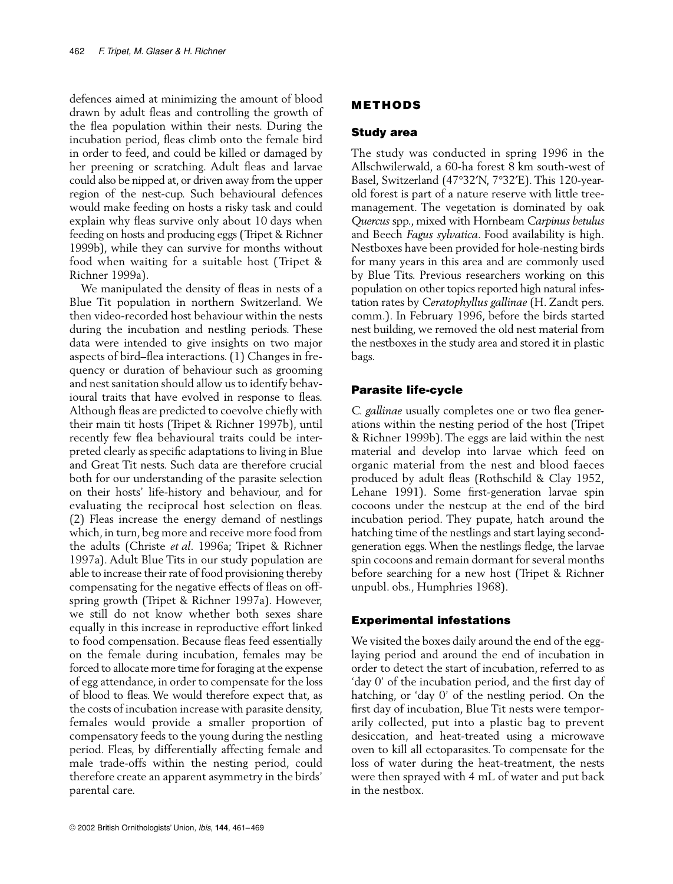defences aimed at minimizing the amount of blood drawn by adult fleas and controlling the growth of the flea population within their nests. During the incubation period, fleas climb onto the female bird in order to feed, and could be killed or damaged by her preening or scratching. Adult fleas and larvae could also be nipped at, or driven away from the upper region of the nest-cup. Such behavioural defences would make feeding on hosts a risky task and could explain why fleas survive only about 10 days when feeding on hosts and producing eggs (Tripet & Richner 1999b), while they can survive for months without food when waiting for a suitable host (Tripet & Richner 1999a).

We manipulated the density of fleas in nests of a Blue Tit population in northern Switzerland. We then video-recorded host behaviour within the nests during the incubation and nestling periods. These data were intended to give insights on two major aspects of bird–flea interactions. (1) Changes in frequency or duration of behaviour such as grooming and nest sanitation should allow us to identify behavioural traits that have evolved in response to fleas. Although fleas are predicted to coevolve chiefly with their main tit hosts (Tripet & Richner 1997b), until recently few flea behavioural traits could be interpreted clearly as specific adaptations to living in Blue and Great Tit nests. Such data are therefore crucial both for our understanding of the parasite selection on their hosts' life-history and behaviour, and for evaluating the reciprocal host selection on fleas. (2) Fleas increase the energy demand of nestlings which, in turn, beg more and receive more food from the adults (Christe *et al.* 1996a; Tripet & Richner 1997a). Adult Blue Tits in our study population are able to increase their rate of food provisioning thereby compensating for the negative effects of fleas on offspring growth (Tripet & Richner 1997a). However, we still do not know whether both sexes share equally in this increase in reproductive effort linked to food compensation. Because fleas feed essentially on the female during incubation, females may be forced to allocate more time for foraging at the expense of egg attendance, in order to compensate for the loss of blood to fleas. We would therefore expect that, as the costs of incubation increase with parasite density, females would provide a smaller proportion of compensatory feeds to the young during the nestling period. Fleas, by differentially affecting female and male trade-offs within the nesting period, could therefore create an apparent asymmetry in the birds' parental care.

## METHODS

### Study area

The study was conducted in spring 1996 in the Allschwilerwald, a 60-ha forest 8 km south-west of Basel, Switzerland (47°32′N, 7°32′E). This 120-year-old forest is part of a nature reserve with little tree-management. The vegetation is dominated by oak *Quercus* spp., mixed with Hornbeam *Carpinus betulus* and Beech *Fagus sylvatica*. Food availability is high. Nestboxes have been provided for hole-nesting birds for many years in this area and are commonly used by Blue Tits. Previous researchers working on this population on other topics reported high natural infestation rates by *Ceratophyllus gallinae* (H. Zandt pers. comm.). In February 1996, before the birds started nest building, we removed the old nest material from the nestboxes in the study area and stored it in plastic bags.

### Parasite life-cycle

*C. gallinae* usually completes one or two flea generations within the nesting period of the host (Tripet & Richner 1999b). The eggs are laid within the nest material and develop into larvae which feed on organic material from the nest and blood faeces produced by adult fleas (Rothschild & Clay 1952, Lehane 1991). Some first-generation larvae spin cocoons under the nestcup at the end of the bird incubation period. They pupate, hatch around the hatching time of the nestlings and start laying second-generation eggs. When the nestlings fledge, the larvae spin cocoons and remain dormant for several months before searching for a new host (Tripet & Richner unpubl. obs., Humphries 1968).

### Experimental infestations

We visited the boxes daily around the end of the egg-laying period and around the end of incubation in order to detect the start of incubation, referred to as 'day 0' of the incubation period, and the first day of hatching, or 'day 0' of the nestling period. On the first day of incubation, Blue Tit nests were temporarily collected, put into a plastic bag to prevent desiccation, and heat-treated using a microwave oven to kill all ectoparasites. To compensate for the loss of water during the heat-treatment, the nests were then sprayed with 4 mL of water and put back in the nestbox.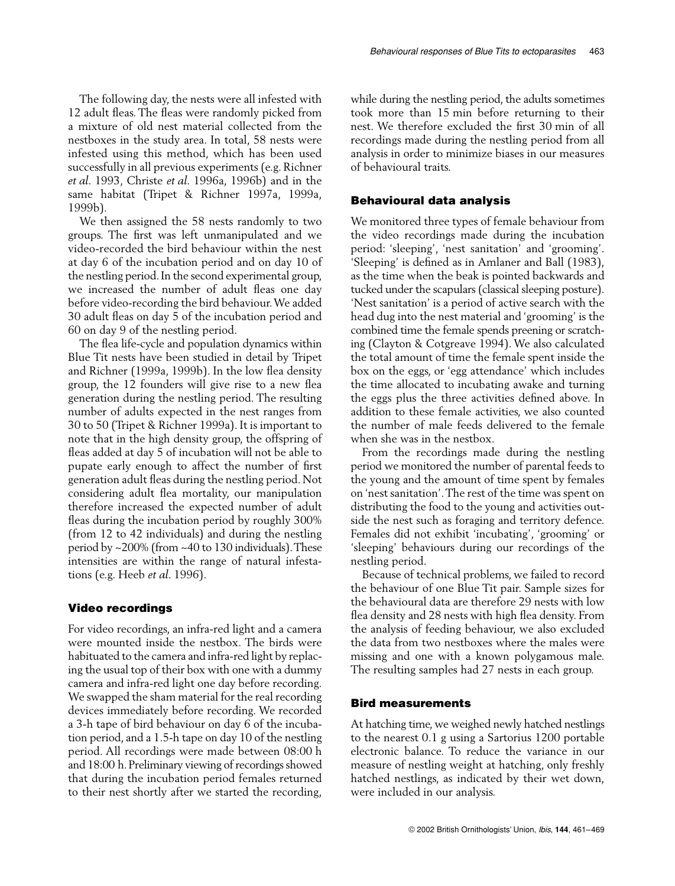The following day, the nests were all infested with 12 adult fleas. The fleas were randomly picked from a mixture of old nest material collected from the nestboxes in the study area. In total, 58 nests were infested using this method, which has been used successfully in all previous experiments (e.g. Richner *et al.* 1993, Christe *et al.* 1996a, 1996b) and in the same habitat (Tripet & Richner 1997a, 1999a, 1999b).

We then assigned the 58 nests randomly to two groups. The first was left unmanipulated and we video-recorded the bird behaviour within the nest at day 6 of the incubation period and on day 10 of the nestling period. In the second experimental group, we increased the number of adult fleas one day before video-recording the bird behaviour. We added 30 adult fleas on day 5 of the incubation period and 60 on day 9 of the nestling period.

The flea life-cycle and population dynamics within Blue Tit nests have been studied in detail by Tripet and Richner (1999a, 1999b). In the low flea density group, the 12 founders will give rise to a new flea generation during the nestling period. The resulting number of adults expected in the nest ranges from 30 to 50 (Tripet & Richner 1999a). It is important to note that in the high density group, the offspring of fleas added at day 5 of incubation will not be able to pupate early enough to affect the number of first generation adult fleas during the nestling period. Not considering adult flea mortality, our manipulation therefore increased the expected number of adult fleas during the incubation period by roughly 300% (from 12 to 42 individuals) and during the nestling period by ~200% (from ~40 to 130 individuals). These intensities are within the range of natural infestations (e.g. Heeb *et al.* 1996).

## Video recordings

For video recordings, an infra-red light and a camera were mounted inside the nestbox. The birds were habituated to the camera and infra-red light by replacing the usual top of their box with one with a dummy camera and infra-red light one day before recording. We swapped the sham material for the real recording devices immediately before recording. We recorded a 3-h tape of bird behaviour on day 6 of the incubation period, and a 1.5-h tape on day 10 of the nestling period. All recordings were made between 08:00 h and 18:00 h. Preliminary viewing of recordings showed that during the incubation period females returned to their nest shortly after we started the recording, while during the nestling period, the adults sometimes took more than 15 min before returning to their nest. We therefore excluded the first 30 min of all recordings made during the nestling period from all analysis in order to minimize biases in our measures of behavioural traits.

## Behavioural data analysis

We monitored three types of female behaviour from the video recordings made during the incubation period: 'sleeping', 'nest sanitation' and 'grooming'. 'Sleeping' is defined as in Amlaner and Ball (1983), as the time when the beak is pointed backwards and tucked under the scapulars (classical sleeping posture). 'Nest sanitation' is a period of active search with the head dug into the nest material and 'grooming' is the combined time the female spends preening or scratching (Clayton & Cotgreave 1994). We also calculated the total amount of time the female spent inside the box on the eggs, or 'egg attendance' which includes the time allocated to incubating awake and turning the eggs plus the three activities defined above. In addition to these female activities, we also counted the number of male feeds delivered to the female when she was in the nestbox.

From the recordings made during the nestling period we monitored the number of parental feeds to the young and the amount of time spent by females on 'nest sanitation'. The rest of the time was spent on distributing the food to the young and activities outside the nest such as foraging and territory defence. Females did not exhibit 'incubating', 'grooming' or 'sleeping' behaviours during our recordings of the nestling period.

Because of technical problems, we failed to record the behaviour of one Blue Tit pair. Sample sizes for the behavioural data are therefore 29 nests with low flea density and 28 nests with high flea density. From the analysis of feeding behaviour, we also excluded the data from two nestboxes where the males were missing and one with a known polygamous male. The resulting samples had 27 nests in each group.

## Bird measurements

At hatching time, we weighed newly hatched nestlings to the nearest 0.1 g using a Sartorius 1200 portable electronic balance. To reduce the variance in our measure of nestling weight at hatching, only freshly hatched nestlings, as indicated by their wet down, were included in our analysis.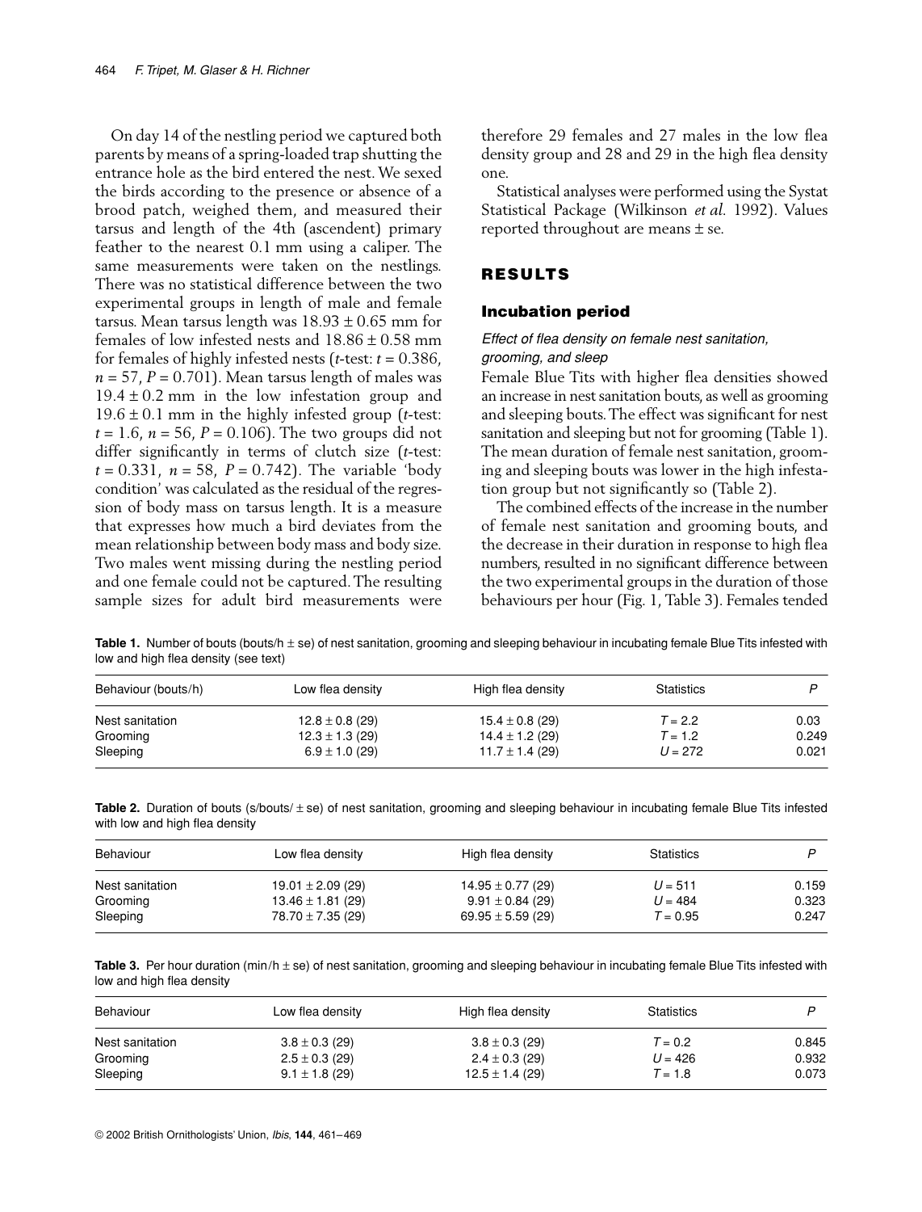On day 14 of the nestling period we captured both parents by means of a spring-loaded trap shutting the entrance hole as the bird entered the nest. We sexed the birds according to the presence or absence of a brood patch, weighed them, and measured their tarsus and length of the 4th (ascendent) primary feather to the nearest 0.1 mm using a caliper. The same measurements were taken on the nestlings. There was no statistical difference between the two experimental groups in length of male and female tarsus. Mean tarsus length was $18.93 \pm 0.65$ mm for females of low infested nests and $18.86 \pm 0.58$ mm for females of highly infested nests (*t*-test: $t = 0.386$, $n = 57$, $P = 0.701$). Mean tarsus length of males was $19.4 \pm 0.2$ mm in the low infestation group and $19.6 \pm 0.1$ mm in the highly infested group (*t*-test: $t = 1.6$, $n = 56$, $P = 0.106$). The two groups did not differ significantly in terms of clutch size (*t*-test: $t = 0.331$, $n = 58$, $P = 0.742$). The variable 'body condition' was calculated as the residual of the regression of body mass on tarsus length. It is a measure that expresses how much a bird deviates from the mean relationship between body mass and body size. Two males went missing during the nestling period and one female could not be captured. The resulting sample sizes for adult bird measurements were therefore 29 females and 27 males in the low flea density group and 28 and 29 in the high flea density one.

Statistical analyses were performed using the Systat Statistical Package (Wilkinson *et al.* 1992). Values reported throughout are means ± se.

## RESULTS

### Incubation period

#### *Effect of flea density on female nest sanitation, grooming, and sleep*

Female Blue Tits with higher flea densities showed an increase in nest sanitation bouts, as well as grooming and sleeping bouts. The effect was significant for nest sanitation and sleeping but not for grooming (Table 1). The mean duration of female nest sanitation, grooming and sleeping bouts was lower in the high infestation group but not significantly so (Table 2).

The combined effects of the increase in the number of female nest sanitation and grooming bouts, and the decrease in their duration in response to high flea numbers, resulted in no significant difference between the two experimental groups in the duration of those behaviours per hour (Fig. 1, Table 3). Females tended

**Table 1.** Number of bouts (bouts/h ± se) of nest sanitation, grooming and sleeping behaviour in incubating female Blue Tits infested with low and high flea density (see text)

| Behaviour (bouts/h) | Low flea density | High flea density | Statistics | *P* |
|---|---|---|---|---|
| Nest sanitation | 12.8 ± 0.8 (29) | 15.4 ± 0.8 (29) | $T = 2.2$ | 0.03 |
| Grooming | 12.3 ± 1.3 (29) | 14.4 ± 1.2 (29) | $T = 1.2$ | 0.249 |
| Sleeping | 6.9 ± 1.0 (29) | 11.7 ± 1.4 (29) | $U = 272$ | 0.021 |

**Table 2.** Duration of bouts (s/bouts/ ± se) of nest sanitation, grooming and sleeping behaviour in incubating female Blue Tits infested with low and high flea density

| Behaviour | Low flea density | High flea density | Statistics | *P* |
|---|---|---|---|---|
| Nest sanitation | 19.01 ± 2.09 (29) | 14.95 ± 0.77 (29) | $U = 511$ | 0.159 |
| Grooming | 13.46 ± 1.81 (29) | 9.91 ± 0.84 (29) | $U = 484$ | 0.323 |
| Sleeping | 78.70 ± 7.35 (29) | 69.95 ± 5.59 (29) | $T = 0.95$ | 0.247 |

**Table 3.** Per hour duration (min/h ± se) of nest sanitation, grooming and sleeping behaviour in incubating female Blue Tits infested with low and high flea density

| Behaviour | Low flea density | High flea density | Statistics | *P* |
|---|---|---|---|---|
| Nest sanitation | 3.8 ± 0.3 (29) | 3.8 ± 0.3 (29) | $T = 0.2$ | 0.845 |
| Grooming | 2.5 ± 0.3 (29) | 2.4 ± 0.3 (29) | $U = 426$ | 0.932 |
| Sleeping | 9.1 ± 1.8 (29) | 12.5 ± 1.4 (29) | $T = 1.8$ | 0.073 |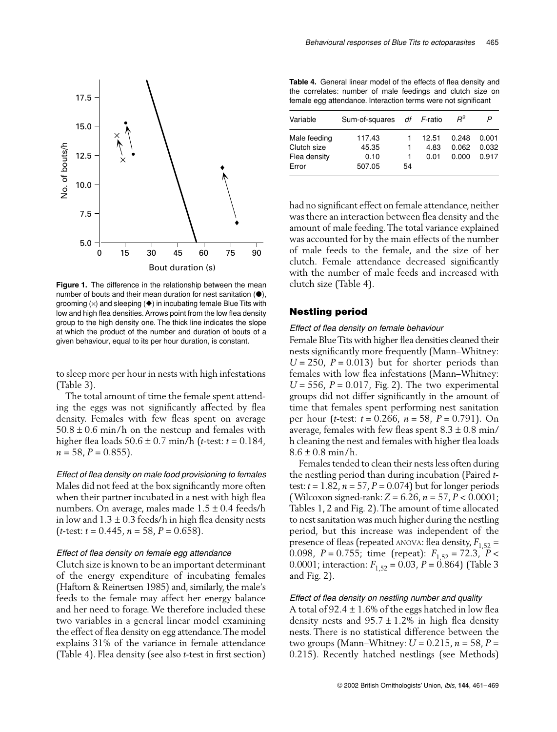**Figure 1.** The difference in the relationship between the mean number of bouts and their mean duration for nest sanitation (●), grooming (×) and sleeping (◆) in incubating female Blue Tits with low and high flea densities. Arrows point from the low flea density group to the high density one. The thick line indicates the slope at which the product of the number and duration of bouts of a given behaviour, equal to its per hour duration, is constant.

to sleep more per hour in nests with high infestations (Table 3).

The total amount of time the female spent attending the eggs was not significantly affected by flea density. Females with few fleas spent on average $50.8 \pm 0.6$ min/h on the nestcup and females with higher flea loads $50.6 \pm 0.7$ min/h (*t*-test: $t = 0.184$, $n = 58$, $P = 0.855$).

*Effect of flea density on male food provisioning to females*

Males did not feed at the box significantly more often when their partner incubated in a nest with high flea numbers. On average, males made $1.5 \pm 0.4$ feeds/h in low and $1.3 \pm 0.3$ feeds/h in high flea density nests (*t*-test: $t = 0.445$, $n = 58$, $P = 0.658$).

*Effect of flea density on female egg attendance*

Clutch size is known to be an important determinant of the energy expenditure of incubating females (Haftorn & Reinertsen 1985) and, similarly, the male's feeds to the female may affect her energy balance and her need to forage. We therefore included these two variables in a general linear model examining the effect of flea density on egg attendance. The model explains 31% of the variance in female attendance (Table 4). Flea density (see also *t*-test in first section)

**Table 4.** General linear model of the effects of flea density and the correlates: number of male feedings and clutch size on female egg attendance. Interaction terms were not significant

| Variable | Sum-of-squares | *df* | *F*-ratio | $R^2$ | *P* |
|---|---|---|---|---|---|
| Male feeding | 117.43 | 1 | 12.51 | 0.248 | 0.001 |
| Clutch size | 45.35 | 1 | 4.83 | 0.062 | 0.032 |
| Flea density | 0.10 | 1 | 0.01 | 0.000 | 0.917 |
| Error | 507.05 | 54 | | | |

had no significant effect on female attendance, neither was there an interaction between flea density and the amount of male feeding. The total variance explained was accounted for by the main effects of the number of male feeds to the female, and the size of her clutch. Female attendance decreased significantly with the number of male feeds and increased with clutch size (Table 4).

## Nestling period

*Effect of flea density on female behaviour*

Female Blue Tits with higher flea densities cleaned their nests significantly more frequently (Mann–Whitney: $U = 250$, $P = 0.013$) but for shorter periods than females with low flea infestations (Mann–Whitney: $U = 556$, $P = 0.017$, Fig. 2). The two experimental groups did not differ significantly in the amount of time that females spent performing nest sanitation per hour (*t*-test: $t = 0.266$, $n = 58$, $P = 0.791$). On average, females with few fleas spent $8.3 \pm 0.8$ min/h cleaning the nest and females with higher flea loads $8.6 \pm 0.8$ min/h.

Females tended to clean their nests less often during the nestling period than during incubation (Paired *t*-test: $t = 1.82$, $n = 57$, $P = 0.074$) but for longer periods (Wilcoxon signed-rank: $Z = 6.26$, $n = 57$, $P < 0.0001$; Tables 1, 2 and Fig. 2). The amount of time allocated to nest sanitation was much higher during the nestling period, but this increase was independent of the presence of fleas (repeated ANOVA: flea density, $F_{1,52} = 0.098$, $P = 0.755$; time (repeat): $F_{1,52} = 72.3$, $P < 0.0001$; interaction: $F_{1,52} = 0.03$, $P = 0.864$) (Table 3 and Fig. 2).

*Effect of flea density on nestling number and quality*

A total of $92.4 \pm 1.6$% of the eggs hatched in low flea density nests and $95.7 \pm 1.2$% in high flea density nests. There is no statistical difference between the two groups (Mann–Whitney: $U = 0.215$, $n = 58$, $P = 0.215$). Recently hatched nestlings (see Methods)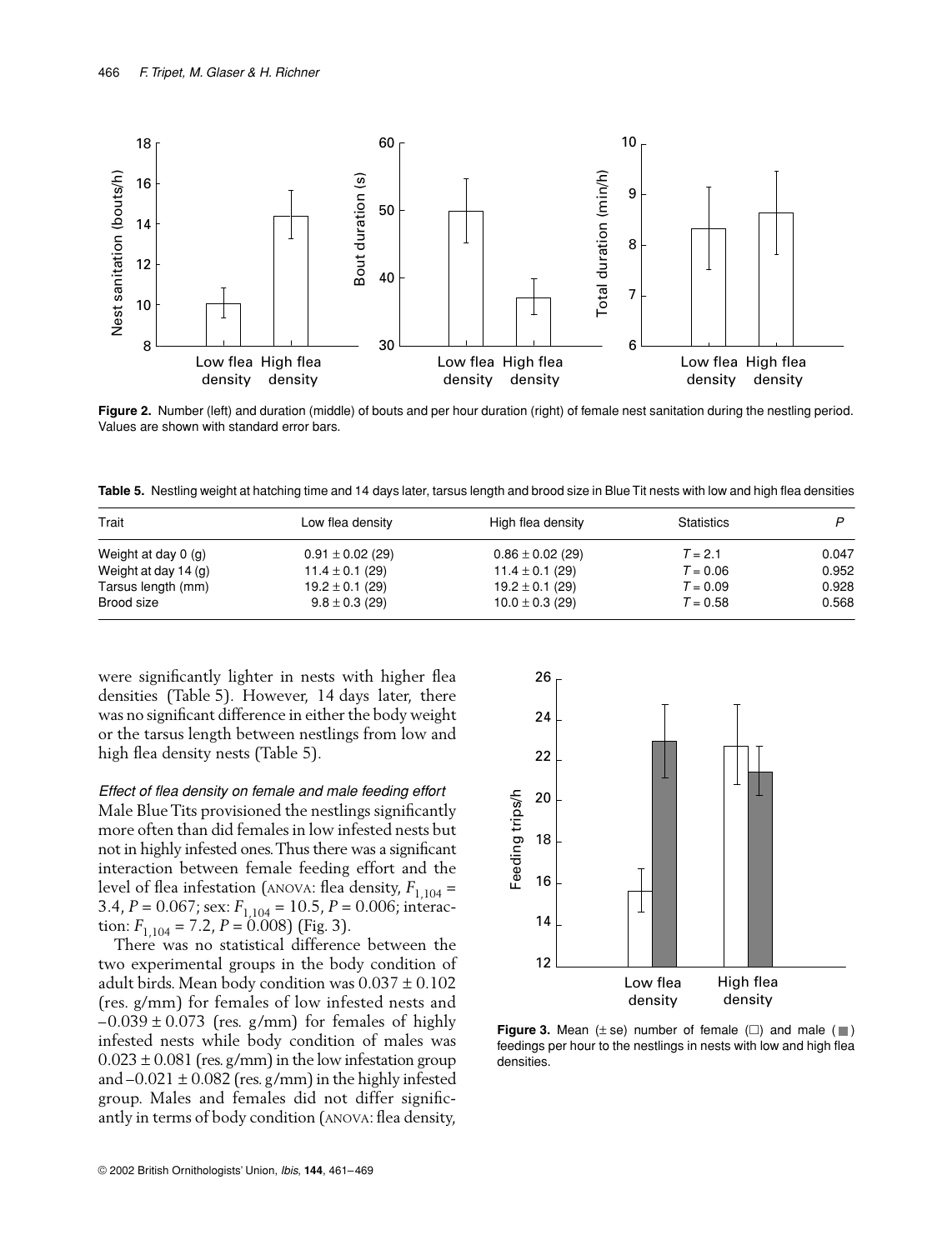Figure 2. Number (left) and duration (middle) of bouts and per hour duration (right) of female nest sanitation during the nestling period. Values are shown with standard error bars.

**Table 5.** Nestling weight at hatching time and 14 days later, tarsus length and brood size in Blue Tit nests with low and high flea densities

| Trait | Low flea density | High flea density | Statistics | P |
|---|---|---|---|---|
| Weight at day 0 (g) | 0.91 ± 0.02 (29) | 0.86 ± 0.02 (29) | $T = 2.1$ | 0.047 |
| Weight at day 14 (g) | 11.4 ± 0.1 (29) | 11.4 ± 0.1 (29) | $T = 0.06$ | 0.952 |
| Tarsus length (mm) | 19.2 ± 0.1 (29) | 19.2 ± 0.1 (29) | $T = 0.09$ | 0.928 |
| Brood size | 9.8 ± 0.3 (29) | 10.0 ± 0.3 (29) | $T = 0.58$ | 0.568 |

were significantly lighter in nests with higher flea densities (Table 5). However, 14 days later, there was no significant difference in either the body weight or the tarsus length between nestlings from low and high flea density nests (Table 5).

### *Effect of flea density on female and male feeding effort*

Male Blue Tits provisioned the nestlings significantly more often than did females in low infested nests but not in highly infested ones. Thus there was a significant interaction between female feeding effort and the level of flea infestation (ANOVA: flea density, $F_{1,104} = 3.4$, $P = 0.067$; sex: $F_{1,104} = 10.5$, $P = 0.006$; interaction: $F_{1,104} = 7.2$, $P = 0.008$) (Fig. 3).

There was no statistical difference between the two experimental groups in the body condition of adult birds. Mean body condition was $0.037 \pm 0.102$ (res. g/mm) for females of low infested nests and $-0.039 \pm 0.073$ (res. g/mm) for females of highly infested nests while body condition of males was $0.023 \pm 0.081$ (res. g/mm) in the low infestation group and $-0.021 \pm 0.082$ (res. g/mm) in the highly infested group. Males and females did not differ significantly in terms of body condition (ANOVA: flea density,

Figure 3. Mean (± se) number of female (□) and male (■) feedings per hour to the nestlings in nests with low and high flea densities.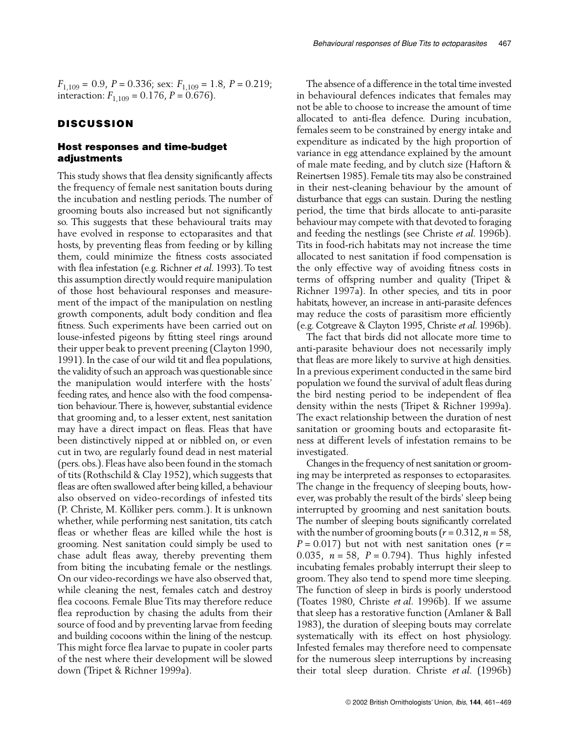$F_{1,109} = 0.9$, $P = 0.336$; sex: $F_{1,109} = 1.8$, $P = 0.219$; interaction: $F_{1,109} = 0.176$, $P = 0.676$).

## DISCUSSION

### Host responses and time-budget adjustments

This study shows that flea density significantly affects the frequency of female nest sanitation bouts during the incubation and nestling periods. The number of grooming bouts also increased but not significantly so. This suggests that these behavioural traits may have evolved in response to ectoparasites and that hosts, by preventing fleas from feeding or by killing them, could minimize the fitness costs associated with flea infestation (e.g. Richner *et al.* 1993). To test this assumption directly would require manipulation of those host behavioural responses and measurement of the impact of the manipulation on nestling growth components, adult body condition and flea fitness. Such experiments have been carried out on louse-infested pigeons by fitting steel rings around their upper beak to prevent preening (Clayton 1990, 1991). In the case of our wild tit and flea populations, the validity of such an approach was questionable since the manipulation would interfere with the hosts' feeding rates, and hence also with the food compensation behaviour. There is, however, substantial evidence that grooming and, to a lesser extent, nest sanitation may have a direct impact on fleas. Fleas that have been distinctively nipped at or nibbled on, or even cut in two, are regularly found dead in nest material (pers. obs.). Fleas have also been found in the stomach of tits (Rothschild & Clay 1952), which suggests that fleas are often swallowed after being killed, a behaviour also observed on video-recordings of infested tits (P. Christe, M. Kölliker pers. comm.). It is unknown whether, while performing nest sanitation, tits catch fleas or whether fleas are killed while the host is grooming. Nest sanitation could simply be used to chase adult fleas away, thereby preventing them from biting the incubating female or the nestlings. On our video-recordings we have also observed that, while cleaning the nest, females catch and destroy flea cocoons. Female Blue Tits may therefore reduce flea reproduction by chasing the adults from their source of food and by preventing larvae from feeding and building cocoons within the lining of the nestcup. This might force flea larvae to pupate in cooler parts of the nest where their development will be slowed down (Tripet & Richner 1999a).

The absence of a difference in the total time invested in behavioural defences indicates that females may not be able to choose to increase the amount of time allocated to anti-flea defence. During incubation, females seem to be constrained by energy intake and expenditure as indicated by the high proportion of variance in egg attendance explained by the amount of male mate feeding, and by clutch size (Haftorn & Reinertsen 1985). Female tits may also be constrained in their nest-cleaning behaviour by the amount of disturbance that eggs can sustain. During the nestling period, the time that birds allocate to anti-parasite behaviour may compete with that devoted to foraging and feeding the nestlings (see Christe *et al.* 1996b). Tits in food-rich habitats may not increase the time allocated to nest sanitation if food compensation is the only effective way of avoiding fitness costs in terms of offspring number and quality (Tripet & Richner 1997a). In other species, and tits in poor habitats, however, an increase in anti-parasite defences may reduce the costs of parasitism more efficiently (e.g. Cotgreave & Clayton 1995, Christe *et al.* 1996b).

The fact that birds did not allocate more time to anti-parasite behaviour does not necessarily imply that fleas are more likely to survive at high densities. In a previous experiment conducted in the same bird population we found the survival of adult fleas during the bird nesting period to be independent of flea density within the nests (Tripet & Richner 1999a). The exact relationship between the duration of nest sanitation or grooming bouts and ectoparasite fitness at different levels of infestation remains to be investigated.

Changes in the frequency of nest sanitation or grooming may be interpreted as responses to ectoparasites. The change in the frequency of sleeping bouts, however, was probably the result of the birds' sleep being interrupted by grooming and nest sanitation bouts. The number of sleeping bouts significantly correlated with the number of grooming bouts ($r = 0.312$, $n = 58$, $P = 0.017$) but not with nest sanitation ones ($r = 0.035$, $n = 58$, $P = 0.794$). Thus highly infested incubating females probably interrupt their sleep to groom. They also tend to spend more time sleeping. The function of sleep in birds is poorly understood (Toates 1980, Christe *et al.* 1996b). If we assume that sleep has a restorative function (Amlaner & Ball 1983), the duration of sleeping bouts may correlate systematically with its effect on host physiology. Infested females may therefore need to compensate for the numerous sleep interruptions by increasing their total sleep duration. Christe *et al.* (1996b)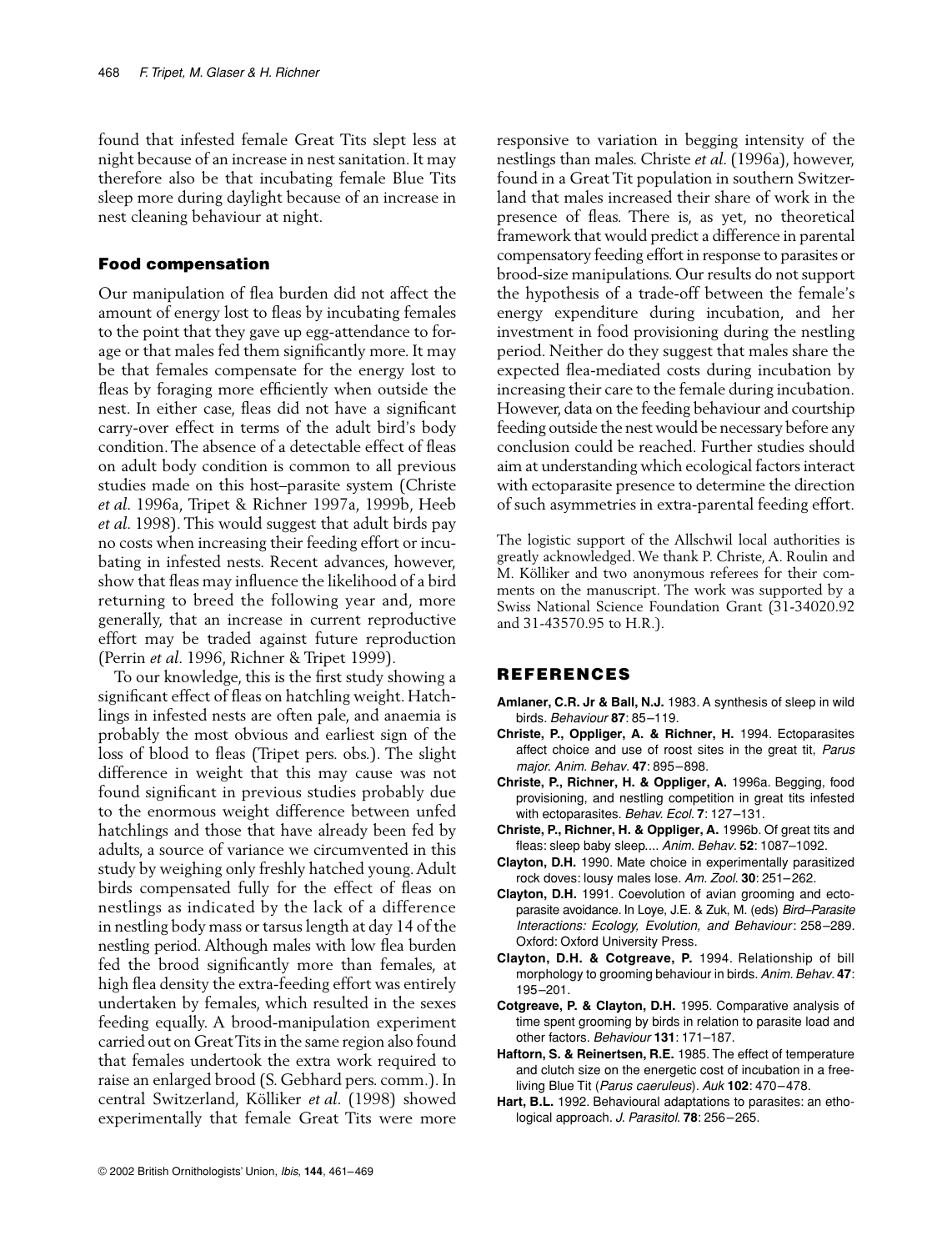found that infested female Great Tits slept less at night because of an increase in nest sanitation. It may therefore also be that incubating female Blue Tits sleep more during daylight because of an increase in nest cleaning behaviour at night.

### Food compensation

Our manipulation of flea burden did not affect the amount of energy lost to fleas by incubating females to the point that they gave up egg-attendance to forage or that males fed them significantly more. It may be that females compensate for the energy lost to fleas by foraging more efficiently when outside the nest. In either case, fleas did not have a significant carry-over effect in terms of the adult bird's body condition. The absence of a detectable effect of fleas on adult body condition is common to all previous studies made on this host–parasite system (Christe *et al.* 1996a, Tripet & Richner 1997a, 1999b, Heeb *et al.* 1998). This would suggest that adult birds pay no costs when increasing their feeding effort or incubating in infested nests. Recent advances, however, show that fleas may influence the likelihood of a bird returning to breed the following year and, more generally, that an increase in current reproductive effort may be traded against future reproduction (Perrin *et al.* 1996, Richner & Tripet 1999).

To our knowledge, this is the first study showing a significant effect of fleas on hatchling weight. Hatchlings in infested nests are often pale, and anaemia is probably the most obvious and earliest sign of the loss of blood to fleas (Tripet pers. obs.). The slight difference in weight that this may cause was not found significant in previous studies probably due to the enormous weight difference between unfed hatchlings and those that have already been fed by adults, a source of variance we circumvented in this study by weighing only freshly hatched young. Adult birds compensated fully for the effect of fleas on nestlings as indicated by the lack of a difference in nestling body mass or tarsus length at day 14 of the nestling period. Although males with low flea burden fed the brood significantly more than females, at high flea density the extra-feeding effort was entirely undertaken by females, which resulted in the sexes feeding equally. A brood-manipulation experiment carried out on Great Tits in the same region also found that females undertook the extra work required to raise an enlarged brood (S. Gebhard pers. comm.). In central Switzerland, Kölliker *et al.* (1998) showed experimentally that female Great Tits were more responsive to variation in begging intensity of the nestlings than males. Christe *et al.* (1996a), however, found in a Great Tit population in southern Switzerland that males increased their share of work in the presence of fleas. There is, as yet, no theoretical framework that would predict a difference in parental compensatory feeding effort in response to parasites or brood-size manipulations. Our results do not support the hypothesis of a trade-off between the female's energy expenditure during incubation, and her investment in food provisioning during the nestling period. Neither do they suggest that males share the expected flea-mediated costs during incubation by increasing their care to the female during incubation. However, data on the feeding behaviour and courtship feeding outside the nest would be necessary before any conclusion could be reached. Further studies should aim at understanding which ecological factors interact with ectoparasite presence to determine the direction of such asymmetries in extra-parental feeding effort.

The logistic support of the Allschwil local authorities is greatly acknowledged. We thank P. Christe, A. Roulin and M. Kölliker and two anonymous referees for their comments on the manuscript. The work was supported by a Swiss National Science Foundation Grant (31-34020.92 and 31-43570.95 to H.R.).

## REFERENCES

**Amlaner, C.R. Jr & Ball, N.J.** 1983. A synthesis of sleep in wild birds. *Behaviour* **87**: 85–119.

**Christe, P., Oppliger, A. & Richner, H.** 1994. Ectoparasites affect choice and use of roost sites in the great tit, *Parus major*. *Anim. Behav.* **47**: 895–898.

**Christe, P., Richner, H. & Oppliger, A.** 1996a. Begging, food provisioning, and nestling competition in great tits infested with ectoparasites. *Behav. Ecol.* **7**: 127–131.

**Christe, P., Richner, H. & Oppliger, A.** 1996b. Of great tits and fleas: sleep baby sleep.... *Anim. Behav.* **52**: 1087–1092.

**Clayton, D.H.** 1990. Mate choice in experimentally parasitized rock doves: lousy males lose. *Am. Zool.* **30**: 251–262.

**Clayton, D.H.** 1991. Coevolution of avian grooming and ectoparasite avoidance. In Loye, J.E. & Zuk, M. (eds) *Bird–Parasite Interactions: Ecology, Evolution, and Behaviour*: 258–289. Oxford: Oxford University Press.

**Clayton, D.H. & Cotgreave, P.** 1994. Relationship of bill morphology to grooming behaviour in birds. *Anim. Behav.* **47**: 195–201.

**Cotgreave, P. & Clayton, D.H.** 1995. Comparative analysis of time spent grooming by birds in relation to parasite load and other factors. *Behaviour* **131**: 171–187.

**Haftorn, S. & Reinertsen, R.E.** 1985. The effect of temperature and clutch size on the energetic cost of incubation in a free-living Blue Tit (*Parus caeruleus*). *Auk* **102**: 470–478.

**Hart, B.L.** 1992. Behavioural adaptations to parasites: an ethological approach. *J. Parasitol.* **78**: 256–265.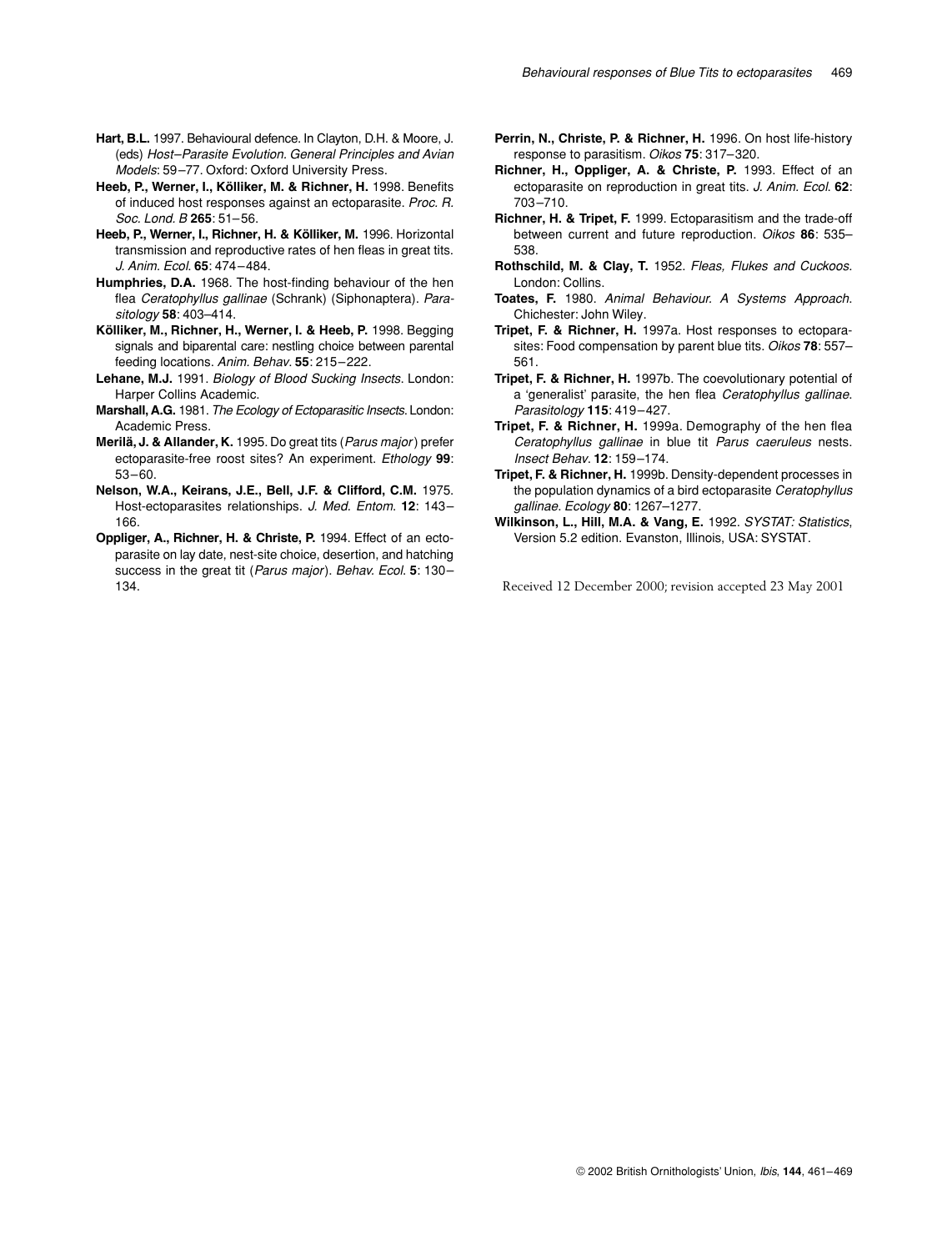**Hart, B.L.** 1997. Behavioural defence. In Clayton, D.H. & Moore, J. (eds) *Host–Parasite Evolution. General Principles and Avian Models*: 59–77. Oxford: Oxford University Press.

**Heeb, P., Werner, I., Kölliker, M. & Richner, H.** 1998. Benefits of induced host responses against an ectoparasite. *Proc. R. Soc. Lond. B* **265**: 51–56.

**Heeb, P., Werner, I., Richner, H. & Kölliker, M.** 1996. Horizontal transmission and reproductive rates of hen fleas in great tits. *J. Anim. Ecol.* **65**: 474–484.

**Humphries, D.A.** 1968. The host-finding behaviour of the hen flea *Ceratophyllus gallinae* (Schrank) (Siphonaptera). *Parasitology* **58**: 403–414.

**Kölliker, M., Richner, H., Werner, I. & Heeb, P.** 1998. Begging signals and biparental care: nestling choice between parental feeding locations. *Anim. Behav.* **55**: 215–222.

**Lehane, M.J.** 1991. *Biology of Blood Sucking Insects*. London: Harper Collins Academic.

**Marshall, A.G.** 1981. *The Ecology of Ectoparasitic Insects*. London: Academic Press.

**Merilä, J. & Allander, K.** 1995. Do great tits (*Parus major*) prefer ectoparasite-free roost sites? An experiment. *Ethology* **99**: 53–60.

**Nelson, W.A., Keirans, J.E., Bell, J.F. & Clifford, C.M.** 1975. Host-ectoparasites relationships. *J. Med. Entom.* **12**: 143–166.

**Oppliger, A., Richner, H. & Christe, P.** 1994. Effect of an ectoparasite on lay date, nest-site choice, desertion, and hatching success in the great tit (*Parus major*). *Behav. Ecol.* **5**: 130–134.

**Perrin, N., Christe, P. & Richner, H.** 1996. On host life-history response to parasitism. *Oikos* **75**: 317–320.

**Richner, H., Oppliger, A. & Christe, P.** 1993. Effect of an ectoparasite on reproduction in great tits. *J. Anim. Ecol.* **62**: 703–710.

**Richner, H. & Tripet, F.** 1999. Ectoparasitism and the trade-off between current and future reproduction. *Oikos* **86**: 535–538.

**Rothschild, M. & Clay, T.** 1952. *Fleas, Flukes and Cuckoos*. London: Collins.

**Toates, F.** 1980. *Animal Behaviour. A Systems Approach*. Chichester: John Wiley.

**Tripet, F. & Richner, H.** 1997a. Host responses to ectoparasites: Food compensation by parent blue tits. *Oikos* **78**: 557–561.

**Tripet, F. & Richner, H.** 1997b. The coevolutionary potential of a 'generalist' parasite, the hen flea *Ceratophyllus gallinae*. *Parasitology* **115**: 419–427.

**Tripet, F. & Richner, H.** 1999a. Demography of the hen flea *Ceratophyllus gallinae* in blue tit *Parus caeruleus* nests. *Insect Behav.* **12**: 159–174.

**Tripet, F. & Richner, H.** 1999b. Density-dependent processes in the population dynamics of a bird ectoparasite *Ceratophyllus gallinae*. *Ecology* **80**: 1267–1277.

**Wilkinson, L., Hill, M.A. & Vang, E.** 1992. *SYSTAT: Statistics*, Version 5.2 edition. Evanston, Illinois, USA: SYSTAT.

Received 12 December 2000; revision accepted 23 May 2001